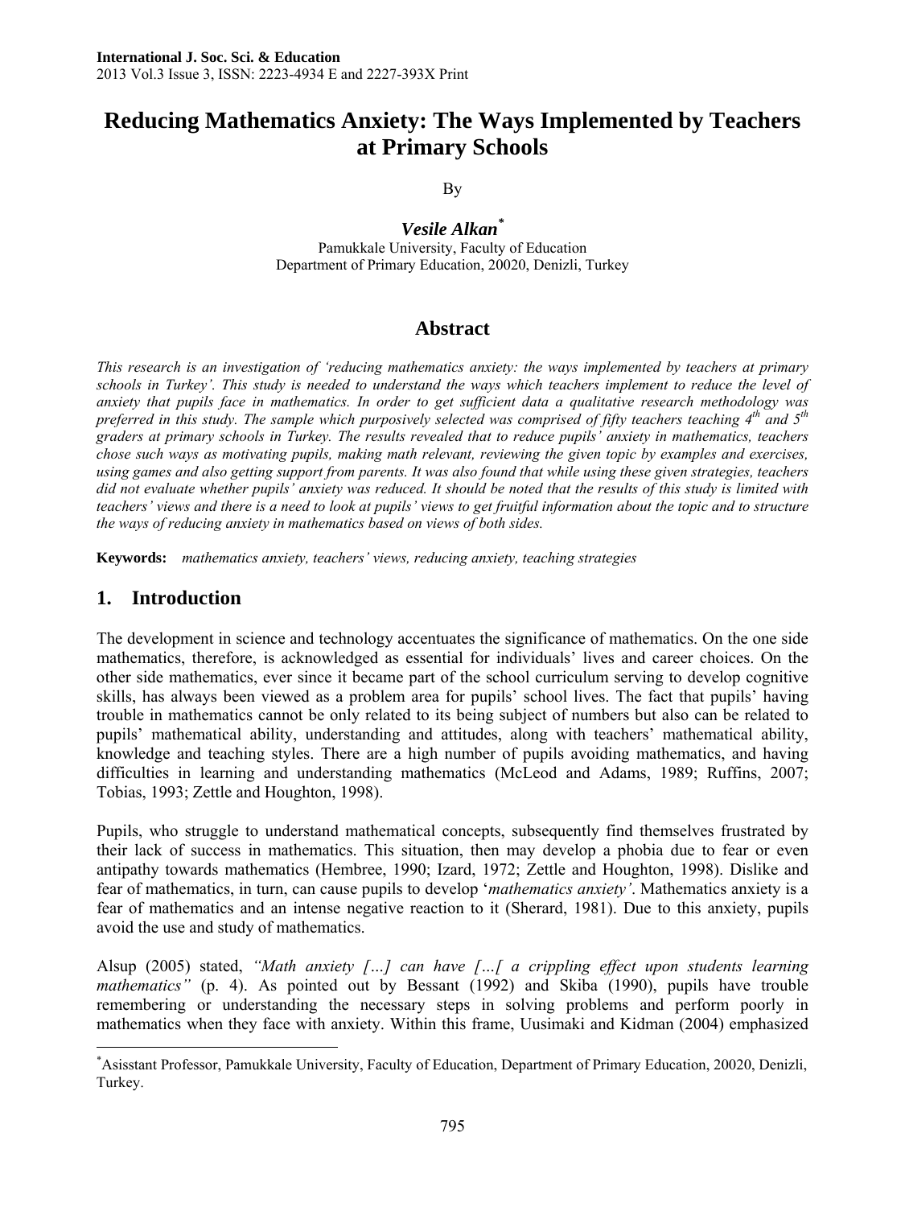**International J. Soc. Sci. & Education**
2013 Vol.3 Issue 3, ISSN: 2223-4934 E and 2227-393X Print

# Reducing Mathematics Anxiety: The Ways Implemented by Teachers at Primary Schools

By

***Vesile Alkan*** [*]

Pamukkale University, Faculty of Education
Department of Primary Education, 20020, Denizli, Turkey

## Abstract

*This research is an investigation of 'reducing mathematics anxiety: the ways implemented by teachers at primary schools in Turkey'. This study is needed to understand the ways which teachers implement to reduce the level of anxiety that pupils face in mathematics. In order to get sufficient data a qualitative research methodology was preferred in this study. The sample which purposively selected was comprised of fifty teachers teaching 4th and 5th graders at primary schools in Turkey. The results revealed that to reduce pupils' anxiety in mathematics, teachers chose such ways as motivating pupils, making math relevant, reviewing the given topic by examples and exercises, using games and also getting support from parents. It was also found that while using these given strategies, teachers did not evaluate whether pupils' anxiety was reduced. It should be noted that the results of this study is limited with teachers' views and there is a need to look at pupils' views to get fruitful information about the topic and to structure the ways of reducing anxiety in mathematics based on views of both sides.*

**Keywords:** *mathematics anxiety, teachers' views, reducing anxiety, teaching strategies*

## 1. Introduction

The development in science and technology accentuates the significance of mathematics. On the one side mathematics, therefore, is acknowledged as essential for individuals' lives and career choices. On the other side mathematics, ever since it became part of the school curriculum serving to develop cognitive skills, has always been viewed as a problem area for pupils' school lives. The fact that pupils' having trouble in mathematics cannot be only related to its being subject of numbers but also can be related to pupils' mathematical ability, understanding and attitudes, along with teachers' mathematical ability, knowledge and teaching styles. There are a high number of pupils avoiding mathematics, and having difficulties in learning and understanding mathematics (McLeod and Adams, 1989; Ruffins, 2007; Tobias, 1993; Zettle and Houghton, 1998).

Pupils, who struggle to understand mathematical concepts, subsequently find themselves frustrated by their lack of success in mathematics. This situation, then may develop a phobia due to fear or even antipathy towards mathematics (Hembree, 1990; Izard, 1972; Zettle and Houghton, 1998). Dislike and fear of mathematics, in turn, can cause pupils to develop '*mathematics anxiety'*. Mathematics anxiety is a fear of mathematics and an intense negative reaction to it (Sherard, 1981). Due to this anxiety, pupils avoid the use and study of mathematics.

Alsup (2005) stated, *"Math anxiety […] can have […[ a crippling effect upon students learning mathematics"* (p. 4). As pointed out by Bessant (1992) and Skiba (1990), pupils have trouble remembering or understanding the necessary steps in solving problems and perform poorly in mathematics when they face with anxiety. Within this frame, Uusimaki and Kidman (2004) emphasized

---

[*] Asisstant Professor, Pamukkale University, Faculty of Education, Department of Primary Education, 20020, Denizli, Turkey.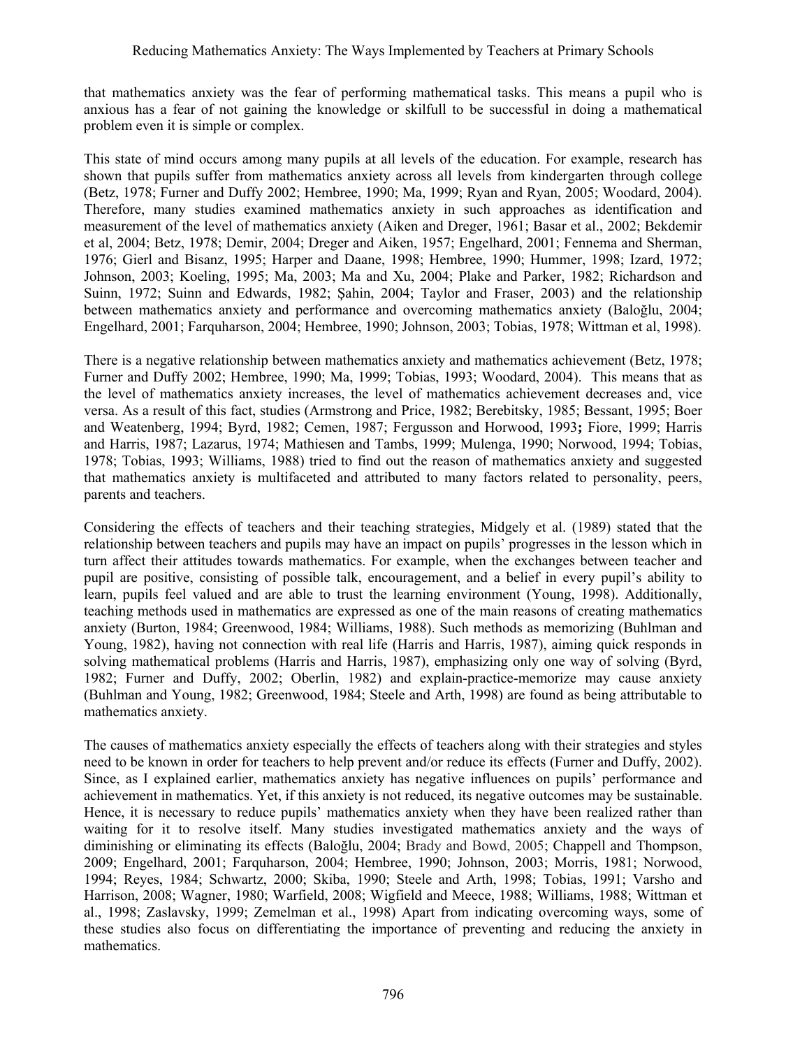that mathematics anxiety was the fear of performing mathematical tasks. This means a pupil who is anxious has a fear of not gaining the knowledge or skilfull to be successful in doing a mathematical problem even it is simple or complex.

This state of mind occurs among many pupils at all levels of the education. For example, research has shown that pupils suffer from mathematics anxiety across all levels from kindergarten through college (Betz, 1978; Furner and Duffy 2002; Hembree, 1990; Ma, 1999; Ryan and Ryan, 2005; Woodard, 2004). Therefore, many studies examined mathematics anxiety in such approaches as identification and measurement of the level of mathematics anxiety (Aiken and Dreger, 1961; Basar et al., 2002; Bekdemir et al, 2004; Betz, 1978; Demir, 2004; Dreger and Aiken, 1957; Engelhard, 2001; Fennema and Sherman, 1976; Gierl and Bisanz, 1995; Harper and Daane, 1998; Hembree, 1990; Hummer, 1998; Izard, 1972; Johnson, 2003; Koeling, 1995; Ma, 2003; Ma and Xu, 2004; Plake and Parker, 1982; Richardson and Suinn, 1972; Suinn and Edwards, 1982; Şahin, 2004; Taylor and Fraser, 2003) and the relationship between mathematics anxiety and performance and overcoming mathematics anxiety (Baloğlu, 2004; Engelhard, 2001; Farquharson, 2004; Hembree, 1990; Johnson, 2003; Tobias, 1978; Wittman et al, 1998).

There is a negative relationship between mathematics anxiety and mathematics achievement (Betz, 1978; Furner and Duffy 2002; Hembree, 1990; Ma, 1999; Tobias, 1993; Woodard, 2004). This means that as the level of mathematics anxiety increases, the level of mathematics achievement decreases and, vice versa. As a result of this fact, studies (Armstrong and Price, 1982; Berebitsky, 1985; Bessant, 1995; Boer and Weatenberg, 1994; Byrd, 1982; Cemen, 1987; Fergusson and Horwood, 1993**;** Fiore, 1999; Harris and Harris, 1987; Lazarus, 1974; Mathiesen and Tambs, 1999; Mulenga, 1990; Norwood, 1994; Tobias, 1978; Tobias, 1993; Williams, 1988) tried to find out the reason of mathematics anxiety and suggested that mathematics anxiety is multifaceted and attributed to many factors related to personality, peers, parents and teachers.

Considering the effects of teachers and their teaching strategies, Midgely et al. (1989) stated that the relationship between teachers and pupils may have an impact on pupils' progresses in the lesson which in turn affect their attitudes towards mathematics. For example, when the exchanges between teacher and pupil are positive, consisting of possible talk, encouragement, and a belief in every pupil's ability to learn, pupils feel valued and are able to trust the learning environment (Young, 1998). Additionally, teaching methods used in mathematics are expressed as one of the main reasons of creating mathematics anxiety (Burton, 1984; Greenwood, 1984; Williams, 1988). Such methods as memorizing (Buhlman and Young, 1982), having not connection with real life (Harris and Harris, 1987), aiming quick responds in solving mathematical problems (Harris and Harris, 1987), emphasizing only one way of solving (Byrd, 1982; Furner and Duffy, 2002; Oberlin, 1982) and explain-practice-memorize may cause anxiety (Buhlman and Young, 1982; Greenwood, 1984; Steele and Arth, 1998) are found as being attributable to mathematics anxiety.

The causes of mathematics anxiety especially the effects of teachers along with their strategies and styles need to be known in order for teachers to help prevent and/or reduce its effects (Furner and Duffy, 2002). Since, as I explained earlier, mathematics anxiety has negative influences on pupils' performance and achievement in mathematics. Yet, if this anxiety is not reduced, its negative outcomes may be sustainable. Hence, it is necessary to reduce pupils' mathematics anxiety when they have been realized rather than waiting for it to resolve itself. Many studies investigated mathematics anxiety and the ways of diminishing or eliminating its effects (Baloğlu, 2004; Brady and Bowd, 2005; Chappell and Thompson, 2009; Engelhard, 2001; Farquharson, 2004; Hembree, 1990; Johnson, 2003; Morris, 1981; Norwood, 1994; Reyes, 1984; Schwartz, 2000; Skiba, 1990; Steele and Arth, 1998; Tobias, 1991; Varsho and Harrison, 2008; Wagner, 1980; Warfield, 2008; Wigfield and Meece, 1988; Williams, 1988; Wittman et al., 1998; Zaslavsky, 1999; Zemelman et al., 1998) Apart from indicating overcoming ways, some of these studies also focus on differentiating the importance of preventing and reducing the anxiety in mathematics.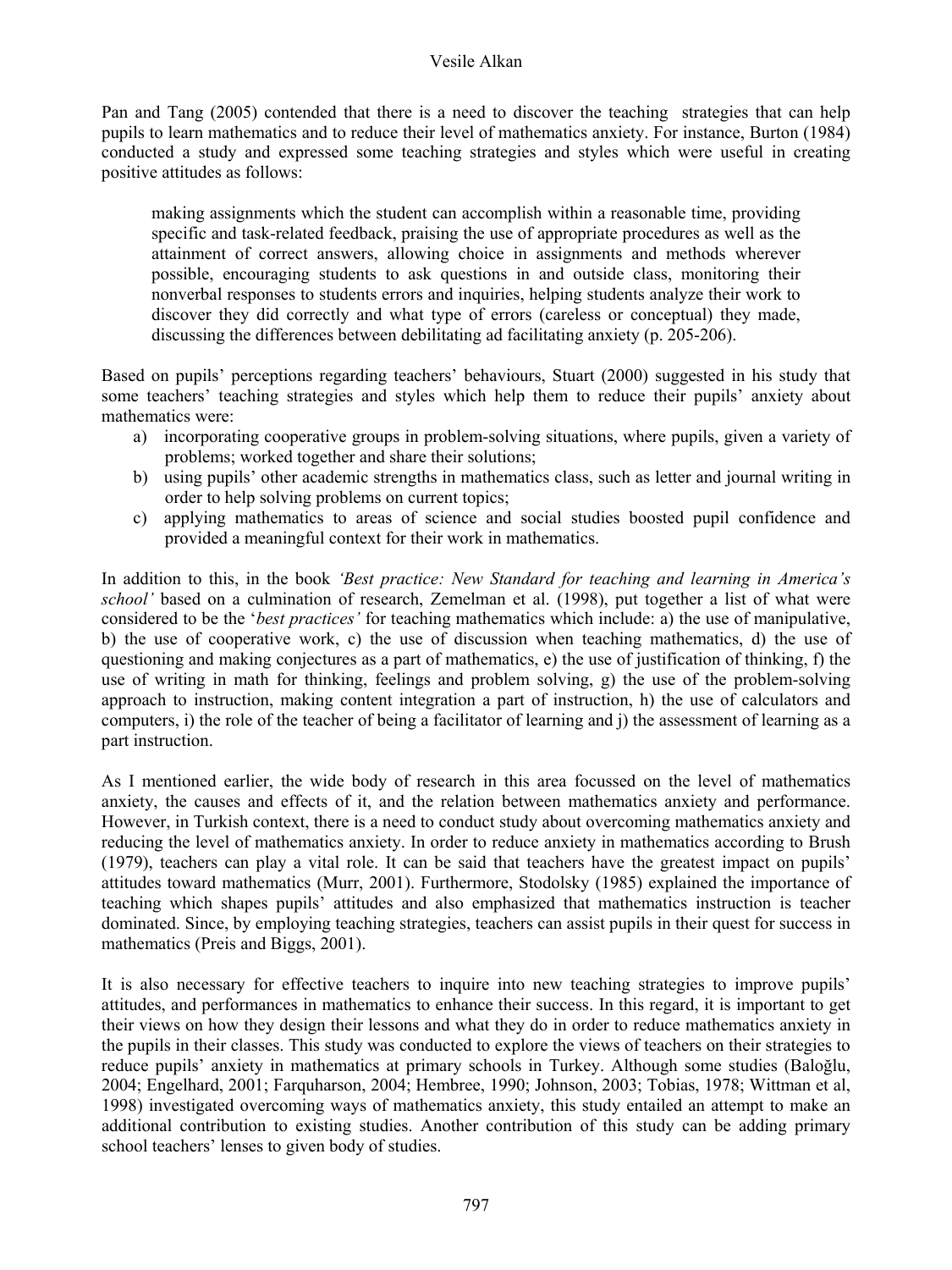Pan and Tang (2005) contended that there is a need to discover the teaching strategies that can help pupils to learn mathematics and to reduce their level of mathematics anxiety. For instance, Burton (1984) conducted a study and expressed some teaching strategies and styles which were useful in creating positive attitudes as follows:

> making assignments which the student can accomplish within a reasonable time, providing specific and task-related feedback, praising the use of appropriate procedures as well as the attainment of correct answers, allowing choice in assignments and methods wherever possible, encouraging students to ask questions in and outside class, monitoring their nonverbal responses to students errors and inquiries, helping students analyze their work to discover they did correctly and what type of errors (careless or conceptual) they made, discussing the differences between debilitating ad facilitating anxiety (p. 205-206).

Based on pupils' perceptions regarding teachers' behaviours, Stuart (2000) suggested in his study that some teachers' teaching strategies and styles which help them to reduce their pupils' anxiety about mathematics were:

a) incorporating cooperative groups in problem-solving situations, where pupils, given a variety of problems; worked together and share their solutions;
b) using pupils' other academic strengths in mathematics class, such as letter and journal writing in order to help solving problems on current topics;
c) applying mathematics to areas of science and social studies boosted pupil confidence and provided a meaningful context for their work in mathematics.

In addition to this, in the book *'Best practice: New Standard for teaching and learning in America's school'* based on a culmination of research, Zemelman et al. (1998), put together a list of what were considered to be the '*best practices'* for teaching mathematics which include: a) the use of manipulative, b) the use of cooperative work, c) the use of discussion when teaching mathematics, d) the use of questioning and making conjectures as a part of mathematics, e) the use of justification of thinking, f) the use of writing in math for thinking, feelings and problem solving, g) the use of the problem-solving approach to instruction, making content integration a part of instruction, h) the use of calculators and computers, i) the role of the teacher of being a facilitator of learning and j) the assessment of learning as a part instruction.

As I mentioned earlier, the wide body of research in this area focussed on the level of mathematics anxiety, the causes and effects of it, and the relation between mathematics anxiety and performance. However, in Turkish context, there is a need to conduct study about overcoming mathematics anxiety and reducing the level of mathematics anxiety. In order to reduce anxiety in mathematics according to Brush (1979), teachers can play a vital role. It can be said that teachers have the greatest impact on pupils' attitudes toward mathematics (Murr, 2001). Furthermore, Stodolsky (1985) explained the importance of teaching which shapes pupils' attitudes and also emphasized that mathematics instruction is teacher dominated. Since, by employing teaching strategies, teachers can assist pupils in their quest for success in mathematics (Preis and Biggs, 2001).

It is also necessary for effective teachers to inquire into new teaching strategies to improve pupils' attitudes, and performances in mathematics to enhance their success. In this regard, it is important to get their views on how they design their lessons and what they do in order to reduce mathematics anxiety in the pupils in their classes. This study was conducted to explore the views of teachers on their strategies to reduce pupils' anxiety in mathematics at primary schools in Turkey. Although some studies (Baloğlu, 2004; Engelhard, 2001; Farquharson, 2004; Hembree, 1990; Johnson, 2003; Tobias, 1978; Wittman et al, 1998) investigated overcoming ways of mathematics anxiety, this study entailed an attempt to make an additional contribution to existing studies. Another contribution of this study can be adding primary school teachers' lenses to given body of studies.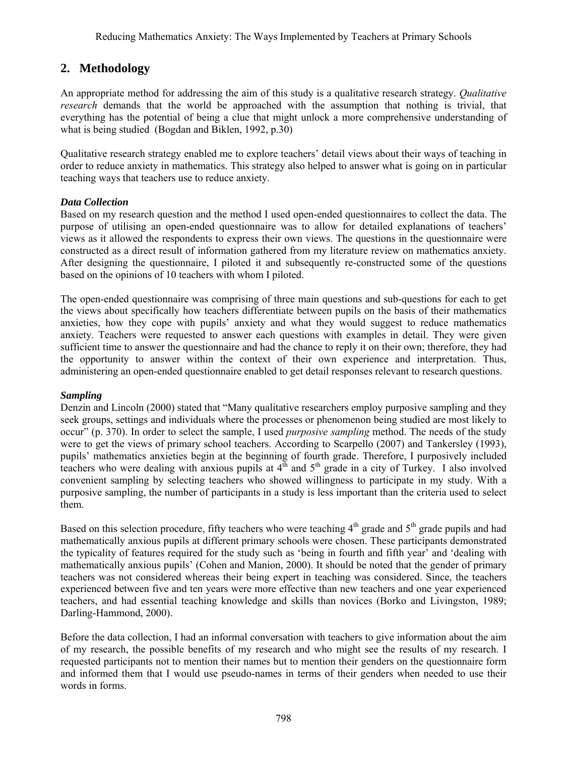## 2. Methodology

An appropriate method for addressing the aim of this study is a qualitative research strategy. *Qualitative research* demands that the world be approached with the assumption that nothing is trivial, that everything has the potential of being a clue that might unlock a more comprehensive understanding of what is being studied (Bogdan and Biklen, 1992, p.30)

Qualitative research strategy enabled me to explore teachers' detail views about their ways of teaching in order to reduce anxiety in mathematics. This strategy also helped to answer what is going on in particular teaching ways that teachers use to reduce anxiety.

### *Data Collection*

Based on my research question and the method I used open-ended questionnaires to collect the data. The purpose of utilising an open-ended questionnaire was to allow for detailed explanations of teachers' views as it allowed the respondents to express their own views. The questions in the questionnaire were constructed as a direct result of information gathered from my literature review on mathematics anxiety. After designing the questionnaire, I piloted it and subsequently re-constructed some of the questions based on the opinions of 10 teachers with whom I piloted.

The open-ended questionnaire was comprising of three main questions and sub-questions for each to get the views about specifically how teachers differentiate between pupils on the basis of their mathematics anxieties, how they cope with pupils' anxiety and what they would suggest to reduce mathematics anxiety. Teachers were requested to answer each questions with examples in detail. They were given sufficient time to answer the questionnaire and had the chance to reply it on their own; therefore, they had the opportunity to answer within the context of their own experience and interpretation. Thus, administering an open-ended questionnaire enabled to get detail responses relevant to research questions.

### *Sampling*

Denzin and Lincoln (2000) stated that "Many qualitative researchers employ purposive sampling and they seek groups, settings and individuals where the processes or phenomenon being studied are most likely to occur" (p. 370). In order to select the sample, I used *purposive sampling* method. The needs of the study were to get the views of primary school teachers. According to Scarpello (2007) and Tankersley (1993), pupils' mathematics anxieties begin at the beginning of fourth grade. Therefore, I purposively included teachers who were dealing with anxious pupils at 4th and 5th grade in a city of Turkey. I also involved convenient sampling by selecting teachers who showed willingness to participate in my study. With a purposive sampling, the number of participants in a study is less important than the criteria used to select them.

Based on this selection procedure, fifty teachers who were teaching 4th grade and 5th grade pupils and had mathematically anxious pupils at different primary schools were chosen. These participants demonstrated the typicality of features required for the study such as 'being in fourth and fifth year' and 'dealing with mathematically anxious pupils' (Cohen and Manion, 2000). It should be noted that the gender of primary teachers was not considered whereas their being expert in teaching was considered. Since, the teachers experienced between five and ten years were more effective than new teachers and one year experienced teachers, and had essential teaching knowledge and skills than novices (Borko and Livingston, 1989; Darling-Hammond, 2000).

Before the data collection, I had an informal conversation with teachers to give information about the aim of my research, the possible benefits of my research and who might see the results of my research. I requested participants not to mention their names but to mention their genders on the questionnaire form and informed them that I would use pseudo-names in terms of their genders when needed to use their words in forms.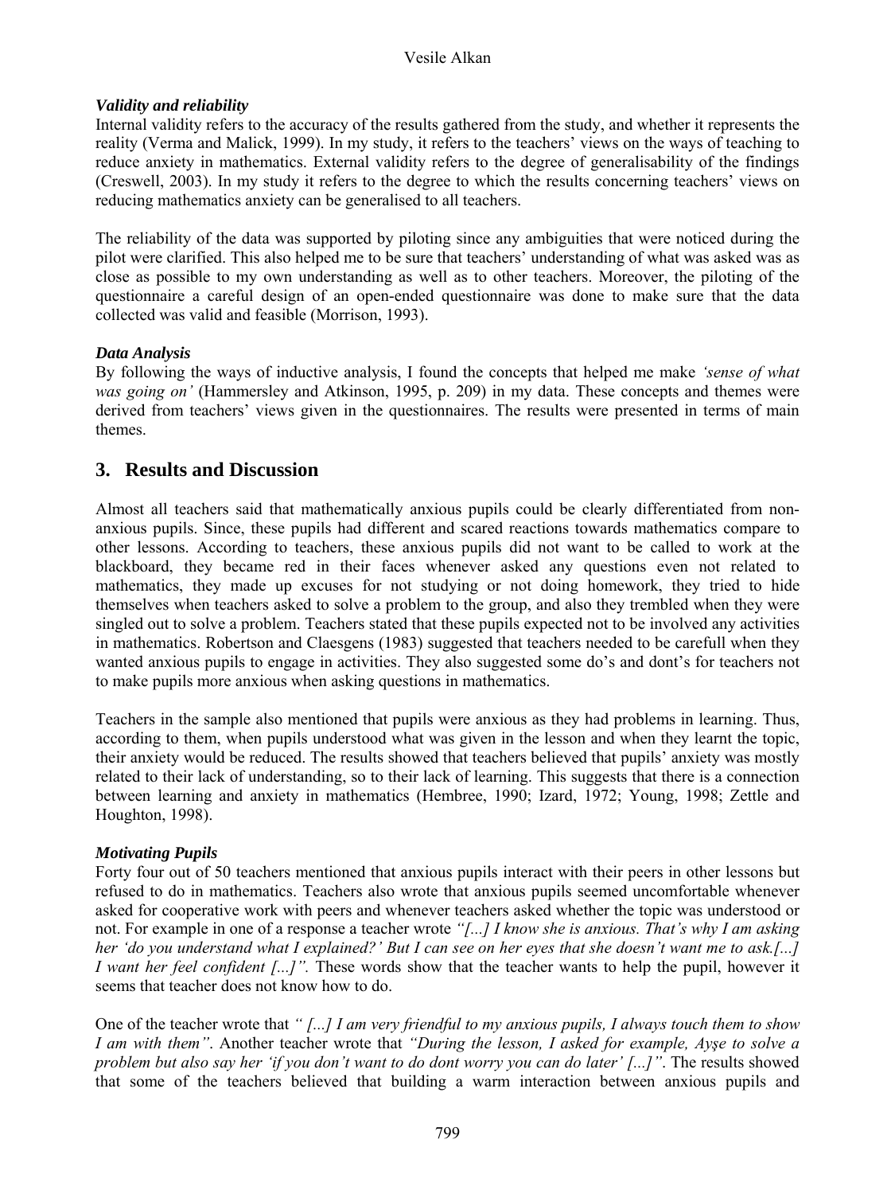### *Validity and reliability*

Internal validity refers to the accuracy of the results gathered from the study, and whether it represents the reality (Verma and Malick, 1999). In my study, it refers to the teachers' views on the ways of teaching to reduce anxiety in mathematics. External validity refers to the degree of generalisability of the findings (Creswell, 2003). In my study it refers to the degree to which the results concerning teachers' views on reducing mathematics anxiety can be generalised to all teachers.

The reliability of the data was supported by piloting since any ambiguities that were noticed during the pilot were clarified. This also helped me to be sure that teachers' understanding of what was asked was as close as possible to my own understanding as well as to other teachers. Moreover, the piloting of the questionnaire a careful design of an open-ended questionnaire was done to make sure that the data collected was valid and feasible (Morrison, 1993).

### *Data Analysis*

By following the ways of inductive analysis, I found the concepts that helped me make *'sense of what was going on'* (Hammersley and Atkinson, 1995, p. 209) in my data. These concepts and themes were derived from teachers' views given in the questionnaires. The results were presented in terms of main themes.

## 3. Results and Discussion

Almost all teachers said that mathematically anxious pupils could be clearly differentiated from non-anxious pupils. Since, these pupils had different and scared reactions towards mathematics compare to other lessons. According to teachers, these anxious pupils did not want to be called to work at the blackboard, they became red in their faces whenever asked any questions even not related to mathematics, they made up excuses for not studying or not doing homework, they tried to hide themselves when teachers asked to solve a problem to the group, and also they trembled when they were singled out to solve a problem. Teachers stated that these pupils expected not to be involved any activities in mathematics. Robertson and Claesgens (1983) suggested that teachers needed to be carefull when they wanted anxious pupils to engage in activities. They also suggested some do's and dont's for teachers not to make pupils more anxious when asking questions in mathematics.

Teachers in the sample also mentioned that pupils were anxious as they had problems in learning. Thus, according to them, when pupils understood what was given in the lesson and when they learnt the topic, their anxiety would be reduced. The results showed that teachers believed that pupils' anxiety was mostly related to their lack of understanding, so to their lack of learning. This suggests that there is a connection between learning and anxiety in mathematics (Hembree, 1990; Izard, 1972; Young, 1998; Zettle and Houghton, 1998).

### *Motivating Pupils*

Forty four out of 50 teachers mentioned that anxious pupils interact with their peers in other lessons but refused to do in mathematics. Teachers also wrote that anxious pupils seemed uncomfortable whenever asked for cooperative work with peers and whenever teachers asked whether the topic was understood or not. For example in one of a response a teacher wrote *"[...] I know she is anxious. That's why I am asking her 'do you understand what I explained?' But I can see on her eyes that she doesn't want me to ask.[...] I want her feel confident [...]".* These words show that the teacher wants to help the pupil, however it seems that teacher does not know how to do.

One of the teacher wrote that *" [...] I am very friendful to my anxious pupils, I always touch them to show I am with them"*. Another teacher wrote that *"During the lesson, I asked for example, Ayşe to solve a problem but also say her 'if you don't want to do dont worry you can do later' [...]"*. The results showed that some of the teachers believed that building a warm interaction between anxious pupils and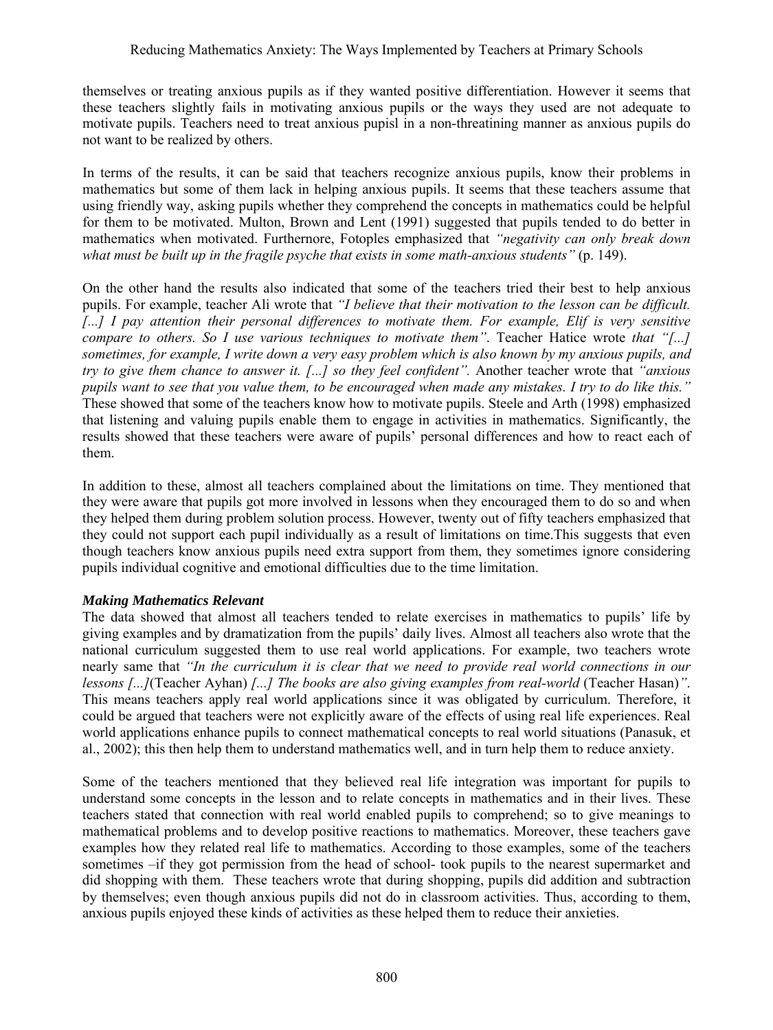themselves or treating anxious pupils as if they wanted positive differentiation. However it seems that these teachers slightly fails in motivating anxious pupils or the ways they used are not adequate to motivate pupils. Teachers need to treat anxious pupisl in a non-threatining manner as anxious pupils do not want to be realized by others.

In terms of the results, it can be said that teachers recognize anxious pupils, know their problems in mathematics but some of them lack in helping anxious pupils. It seems that these teachers assume that using friendly way, asking pupils whether they comprehend the concepts in mathematics could be helpful for them to be motivated. Multon, Brown and Lent (1991) suggested that pupils tended to do better in mathematics when motivated. Furthernore, Fotoples emphasized that *"negativity can only break down what must be built up in the fragile psyche that exists in some math-anxious students"* (p. 149).

On the other hand the results also indicated that some of the teachers tried their best to help anxious pupils. For example, teacher Ali wrote that *"I believe that their motivation to the lesson can be difficult. [...] I pay attention their personal differences to motivate them. For example, Elif is very sensitive compare to others. So I use various techniques to motivate them"*. Teacher Hatice wrote *that "[...] sometimes, for example, I write down a very easy problem which is also known by my anxious pupils, and try to give them chance to answer it. [...] so they feel confident".* Another teacher wrote that *"anxious pupils want to see that you value them, to be encouraged when made any mistakes. I try to do like this."* These showed that some of the teachers know how to motivate pupils. Steele and Arth (1998) emphasized that listening and valuing pupils enable them to engage in activities in mathematics. Significantly, the results showed that these teachers were aware of pupils' personal differences and how to react each of them.

In addition to these, almost all teachers complained about the limitations on time. They mentioned that they were aware that pupils got more involved in lessons when they encouraged them to do so and when they helped them during problem solution process. However, twenty out of fifty teachers emphasized that they could not support each pupil individually as a result of limitations on time.This suggests that even though teachers know anxious pupils need extra support from them, they sometimes ignore considering pupils individual cognitive and emotional difficulties due to the time limitation.

***Making Mathematics Relevant***

The data showed that almost all teachers tended to relate exercises in mathematics to pupils' life by giving examples and by dramatization from the pupils' daily lives. Almost all teachers also wrote that the national curriculum suggested them to use real world applications. For example, two teachers wrote nearly same that *"In the curriculum it is clear that we need to provide real world connections in our lessons [...]*(Teacher Ayhan) *[...] The books are also giving examples from real-world* (Teacher Hasan)*"*. This means teachers apply real world applications since it was obligated by curriculum. Therefore, it could be argued that teachers were not explicitly aware of the effects of using real life experiences. Real world applications enhance pupils to connect mathematical concepts to real world situations (Panasuk, et al., 2002); this then help them to understand mathematics well, and in turn help them to reduce anxiety.

Some of the teachers mentioned that they believed real life integration was important for pupils to understand some concepts in the lesson and to relate concepts in mathematics and in their lives. These teachers stated that connection with real world enabled pupils to comprehend; so to give meanings to mathematical problems and to develop positive reactions to mathematics. Moreover, these teachers gave examples how they related real life to mathematics. According to those examples, some of the teachers sometimes –if they got permission from the head of school- took pupils to the nearest supermarket and did shopping with them. These teachers wrote that during shopping, pupils did addition and subtraction by themselves; even though anxious pupils did not do in classroom activities. Thus, according to them, anxious pupils enjoyed these kinds of activities as these helped them to reduce their anxieties.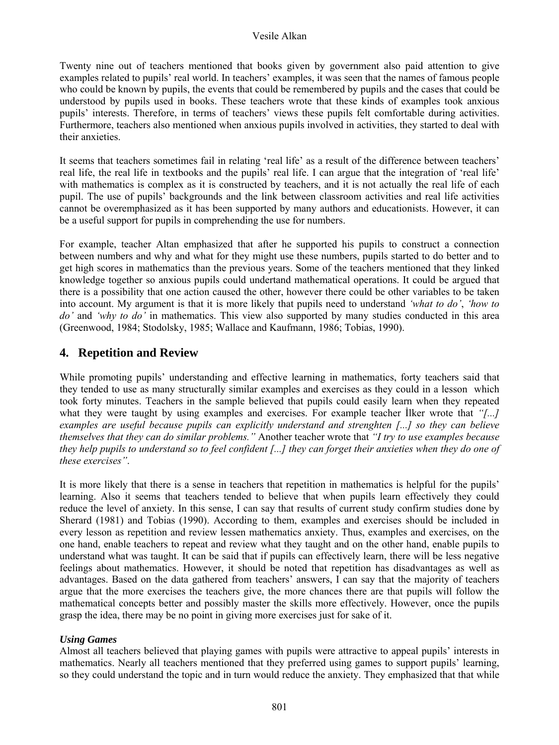Twenty nine out of teachers mentioned that books given by government also paid attention to give examples related to pupils' real world. In teachers' examples, it was seen that the names of famous people who could be known by pupils, the events that could be remembered by pupils and the cases that could be understood by pupils used in books. These teachers wrote that these kinds of examples took anxious pupils' interests. Therefore, in terms of teachers' views these pupils felt comfortable during activities. Furthermore, teachers also mentioned when anxious pupils involved in activities, they started to deal with their anxieties.

It seems that teachers sometimes fail in relating 'real life' as a result of the difference between teachers' real life, the real life in textbooks and the pupils' real life. I can argue that the integration of 'real life' with mathematics is complex as it is constructed by teachers, and it is not actually the real life of each pupil. The use of pupils' backgrounds and the link between classroom activities and real life activities cannot be overemphasized as it has been supported by many authors and educationists. However, it can be a useful support for pupils in comprehending the use for numbers.

For example, teacher Altan emphasized that after he supported his pupils to construct a connection between numbers and why and what for they might use these numbers, pupils started to do better and to get high scores in mathematics than the previous years. Some of the teachers mentioned that they linked knowledge together so anxious pupils could undertand mathematical operations. It could be argued that there is a possibility that one action caused the other, however there could be other variables to be taken into account. My argument is that it is more likely that pupils need to understand *'what to do'*, *'how to do'* and *'why to do'* in mathematics. This view also supported by many studies conducted in this area (Greenwood, 1984; Stodolsky, 1985; Wallace and Kaufmann, 1986; Tobias, 1990).

## 4. Repetition and Review

While promoting pupils' understanding and effective learning in mathematics, forty teachers said that they tended to use as many structurally similar examples and exercises as they could in a lesson which took forty minutes. Teachers in the sample believed that pupils could easily learn when they repeated what they were taught by using examples and exercises. For example teacher İlker wrote that *"[...] examples are useful because pupils can explicitly understand and strenghten [...] so they can believe themselves that they can do similar problems."* Another teacher wrote that *"I try to use examples because they help pupils to understand so to feel confident [...] they can forget their anxieties when they do one of these exercises"*.

It is more likely that there is a sense in teachers that repetition in mathematics is helpful for the pupils' learning. Also it seems that teachers tended to believe that when pupils learn effectively they could reduce the level of anxiety. In this sense, I can say that results of current study confirm studies done by Sherard (1981) and Tobias (1990). According to them, examples and exercises should be included in every lesson as repetition and review lessen mathematics anxiety. Thus, examples and exercises, on the one hand, enable teachers to repeat and review what they taught and on the other hand, enable pupils to understand what was taught. It can be said that if pupils can effectively learn, there will be less negative feelings about mathematics. However, it should be noted that repetition has disadvantages as well as advantages. Based on the data gathered from teachers' answers, I can say that the majority of teachers argue that the more exercises the teachers give, the more chances there are that pupils will follow the mathematical concepts better and possibly master the skills more effectively. However, once the pupils grasp the idea, there may be no point in giving more exercises just for sake of it.

***Using Games***

Almost all teachers believed that playing games with pupils were attractive to appeal pupils' interests in mathematics. Nearly all teachers mentioned that they preferred using games to support pupils' learning, so they could understand the topic and in turn would reduce the anxiety. They emphasized that that while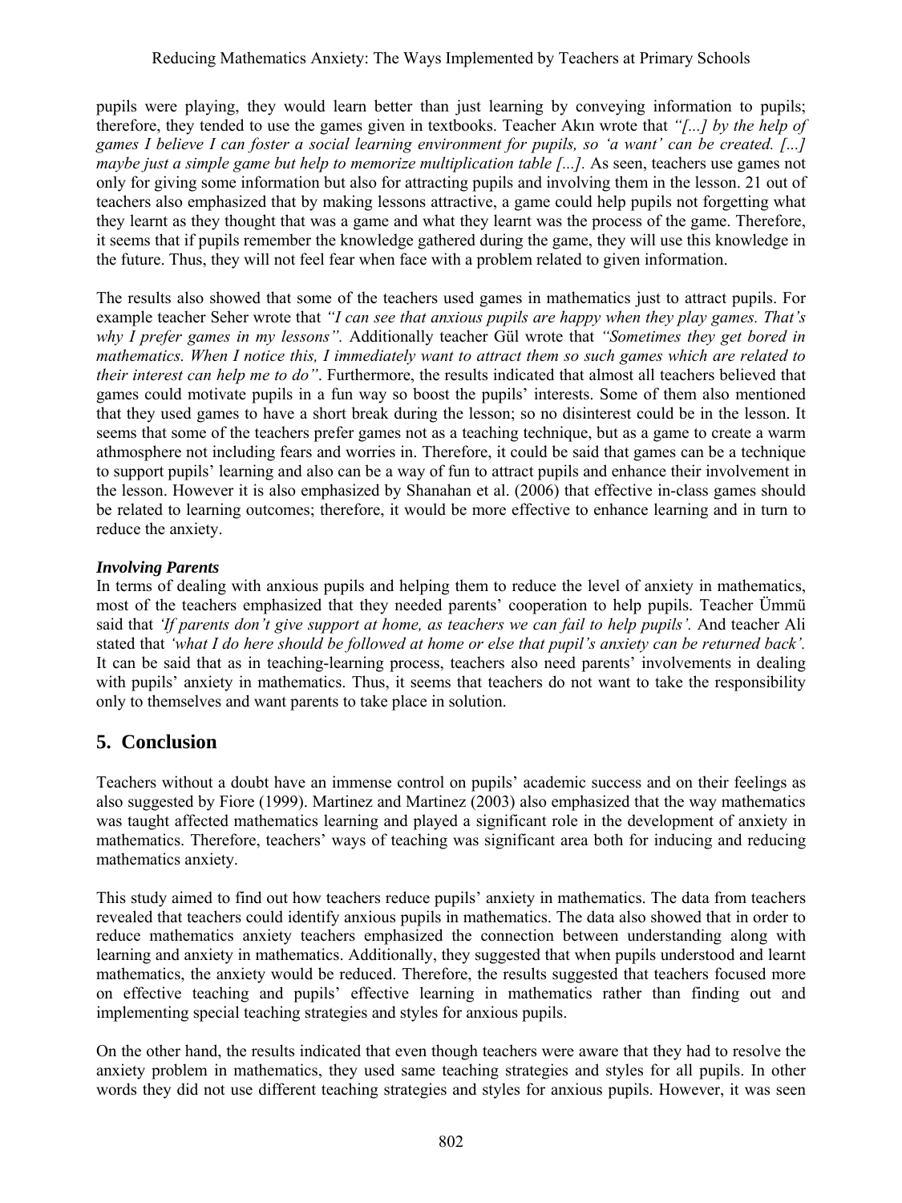pupils were playing, they would learn better than just learning by conveying information to pupils; therefore, they tended to use the games given in textbooks. Teacher Akın wrote that *"[...] by the help of games I believe I can foster a social learning environment for pupils, so 'a want' can be created. [...] maybe just a simple game but help to memorize multiplication table [...]*. As seen, teachers use games not only for giving some information but also for attracting pupils and involving them in the lesson. 21 out of teachers also emphasized that by making lessons attractive, a game could help pupils not forgetting what they learnt as they thought that was a game and what they learnt was the process of the game. Therefore, it seems that if pupils remember the knowledge gathered during the game, they will use this knowledge in the future. Thus, they will not feel fear when face with a problem related to given information.

The results also showed that some of the teachers used games in mathematics just to attract pupils. For example teacher Seher wrote that *"I can see that anxious pupils are happy when they play games. That's why I prefer games in my lessons".* Additionally teacher Gül wrote that *"Sometimes they get bored in mathematics. When I notice this, I immediately want to attract them so such games which are related to their interest can help me to do"*. Furthermore, the results indicated that almost all teachers believed that games could motivate pupils in a fun way so boost the pupils' interests. Some of them also mentioned that they used games to have a short break during the lesson; so no disinterest could be in the lesson. It seems that some of the teachers prefer games not as a teaching technique, but as a game to create a warm athmosphere not including fears and worries in. Therefore, it could be said that games can be a technique to support pupils' learning and also can be a way of fun to attract pupils and enhance their involvement in the lesson. However it is also emphasized by Shanahan et al. (2006) that effective in-class games should be related to learning outcomes; therefore, it would be more effective to enhance learning and in turn to reduce the anxiety.

***Involving Parents***

In terms of dealing with anxious pupils and helping them to reduce the level of anxiety in mathematics, most of the teachers emphasized that they needed parents' cooperation to help pupils. Teacher Ümmü said that *'If parents don't give support at home, as teachers we can fail to help pupils'.* And teacher Ali stated that *'what I do here should be followed at home or else that pupil's anxiety can be returned back'.* It can be said that as in teaching-learning process, teachers also need parents' involvements in dealing with pupils' anxiety in mathematics. Thus, it seems that teachers do not want to take the responsibility only to themselves and want parents to take place in solution.

## 5. Conclusion

Teachers without a doubt have an immense control on pupils' academic success and on their feelings as also suggested by Fiore (1999). Martinez and Martinez (2003) also emphasized that the way mathematics was taught affected mathematics learning and played a significant role in the development of anxiety in mathematics. Therefore, teachers' ways of teaching was significant area both for inducing and reducing mathematics anxiety.

This study aimed to find out how teachers reduce pupils' anxiety in mathematics. The data from teachers revealed that teachers could identify anxious pupils in mathematics. The data also showed that in order to reduce mathematics anxiety teachers emphasized the connection between understanding along with learning and anxiety in mathematics. Additionally, they suggested that when pupils understood and learnt mathematics, the anxiety would be reduced. Therefore, the results suggested that teachers focused more on effective teaching and pupils' effective learning in mathematics rather than finding out and implementing special teaching strategies and styles for anxious pupils.

On the other hand, the results indicated that even though teachers were aware that they had to resolve the anxiety problem in mathematics, they used same teaching strategies and styles for all pupils. In other words they did not use different teaching strategies and styles for anxious pupils. However, it was seen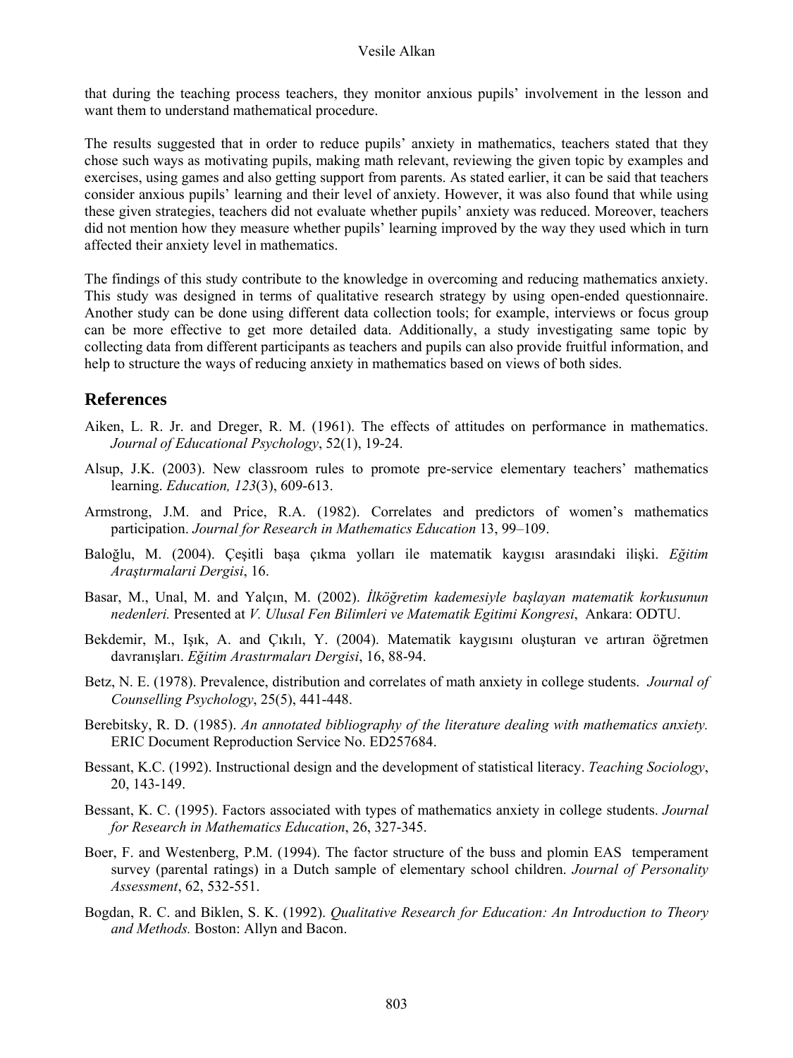that during the teaching process teachers, they monitor anxious pupils' involvement in the lesson and want them to understand mathematical procedure.

The results suggested that in order to reduce pupils' anxiety in mathematics, teachers stated that they chose such ways as motivating pupils, making math relevant, reviewing the given topic by examples and exercises, using games and also getting support from parents. As stated earlier, it can be said that teachers consider anxious pupils' learning and their level of anxiety. However, it was also found that while using these given strategies, teachers did not evaluate whether pupils' anxiety was reduced. Moreover, teachers did not mention how they measure whether pupils' learning improved by the way they used which in turn affected their anxiety level in mathematics.

The findings of this study contribute to the knowledge in overcoming and reducing mathematics anxiety. This study was designed in terms of qualitative research strategy by using open-ended questionnaire. Another study can be done using different data collection tools; for example, interviews or focus group can be more effective to get more detailed data. Additionally, a study investigating same topic by collecting data from different participants as teachers and pupils can also provide fruitful information, and help to structure the ways of reducing anxiety in mathematics based on views of both sides.

## References

Aiken, L. R. Jr. and Dreger, R. M. (1961). The effects of attitudes on performance in mathematics. *Journal of Educational Psychology*, 52(1), 19-24.

Alsup, J.K. (2003). New classroom rules to promote pre-service elementary teachers' mathematics learning. *Education, 123*(3), 609-613.

Armstrong, J.M. and Price, R.A. (1982). Correlates and predictors of women's mathematics participation. *Journal for Research in Mathematics Education* 13, 99–109.

Baloğlu, M. (2004). Çeşitli başa çıkma yolları ile matematik kaygısı arasındaki ilişki. *Eğitim Araştırmalarıı Dergisi*, 16.

Basar, M., Unal, M. and Yalçın, M. (2002). *İlköğretim kademesiyle başlayan matematik korkusunun nedenleri.* Presented at *V. Ulusal Fen Bilimleri ve Matematik Egitimi Kongresi*, Ankara: ODTU.

Bekdemir, M., Işık, A. and Çıkılı, Y. (2004). Matematik kaygısını oluşturan ve artıran öğretmen davranışları. *Eğitim Arastırmaları Dergisi*, 16, 88-94.

Betz, N. E. (1978). Prevalence, distribution and correlates of math anxiety in college students. *Journal of Counselling Psychology*, 25(5), 441-448.

Berebitsky, R. D. (1985). *An annotated bibliography of the literature dealing with mathematics anxiety.* ERIC Document Reproduction Service No. ED257684.

Bessant, K.C. (1992). Instructional design and the development of statistical literacy. *Teaching Sociology*, 20, 143-149.

Bessant, K. C. (1995). Factors associated with types of mathematics anxiety in college students. *Journal for Research in Mathematics Education*, 26, 327-345.

Boer, F. and Westenberg, P.M. (1994). The factor structure of the buss and plomin EAS temperament survey (parental ratings) in a Dutch sample of elementary school children. *Journal of Personality Assessment*, 62, 532-551.

Bogdan, R. C. and Biklen, S. K. (1992). *Qualitative Research for Education: An Introduction to Theory and Methods.* Boston: Allyn and Bacon.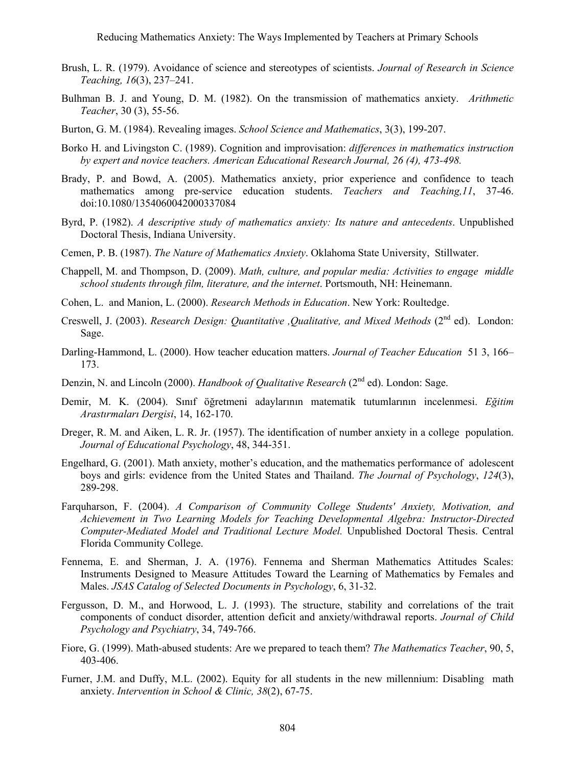Brush, L. R. (1979). Avoidance of science and stereotypes of scientists. *Journal of Research in Science Teaching, 16*(3), 237–241.

Bulhman B. J. and Young, D. M. (1982). On the transmission of mathematics anxiety. *Arithmetic Teacher*, 30 (3), 55-56.

Burton, G. M. (1984). Revealing images. *School Science and Mathematics*, 3(3), 199-207.

Borko H. and Livingston C. (1989). Cognition and improvisation: *differences in mathematics instruction by expert and novice teachers. American Educational Research Journal, 26 (4), 473-498.*

Brady, P. and Bowd, A. (2005). Mathematics anxiety, prior experience and confidence to teach mathematics among pre-service education students. *Teachers and Teaching,11*, 37-46. doi:10.1080/1354060042000337084

Byrd, P. (1982). *A descriptive study of mathematics anxiety: Its nature and antecedents*. Unpublished Doctoral Thesis, Indiana University.

Cemen, P. B. (1987). *The Nature of Mathematics Anxiety*. Oklahoma State University, Stillwater.

Chappell, M. and Thompson, D. (2009). *Math, culture, and popular media: Activities to engage middle school students through film, literature, and the internet*. Portsmouth, NH: Heinemann.

Cohen, L. and Manion, L. (2000). *Research Methods in Education*. New York: Roultedge.

Creswell, J. (2003). *Research Design: Quantitative ,Qualitative, and Mixed Methods* (2nd ed). London: Sage.

Darling-Hammond, L. (2000). How teacher education matters. *Journal of Teacher Education* 51 3, 166–173.

Denzin, N. and Lincoln (2000). *Handbook of Qualitative Research* (2nd ed). London: Sage.

Demir, M. K. (2004). Sınıf öğretmeni adaylarının matematik tutumlarının incelenmesi. *Eğitim Arastırmaları Dergisi*, 14, 162-170.

Dreger, R. M. and Aiken, L. R. Jr. (1957). The identification of number anxiety in a college population. *Journal of Educational Psychology*, 48, 344-351.

Engelhard, G. (2001). Math anxiety, mother's education, and the mathematics performance of adolescent boys and girls: evidence from the United States and Thailand. *The Journal of Psychology*, *124*(3), 289-298.

Farquharson, F. (2004). *A Comparison of Community College Students' Anxiety, Motivation, and Achievement in Two Learning Models for Teaching Developmental Algebra: Instructor-Directed Computer-Mediated Model and Traditional Lecture Model.* Unpublished Doctoral Thesis. Central Florida Community College.

Fennema, E. and Sherman, J. A. (1976). Fennema and Sherman Mathematics Attitudes Scales: Instruments Designed to Measure Attitudes Toward the Learning of Mathematics by Females and Males. *JSAS Catalog of Selected Documents in Psychology*, 6, 31-32.

Fergusson, D. M., and Horwood, L. J. (1993). The structure, stability and correlations of the trait components of conduct disorder, attention deficit and anxiety/withdrawal reports. *Journal of Child Psychology and Psychiatry*, 34, 749-766.

Fiore, G. (1999). Math-abused students: Are we prepared to teach them? *The Mathematics Teacher*, 90, 5, 403-406.

Furner, J.M. and Duffy, M.L. (2002). Equity for all students in the new millennium: Disabling math anxiety. *Intervention in School & Clinic, 38*(2), 67-75.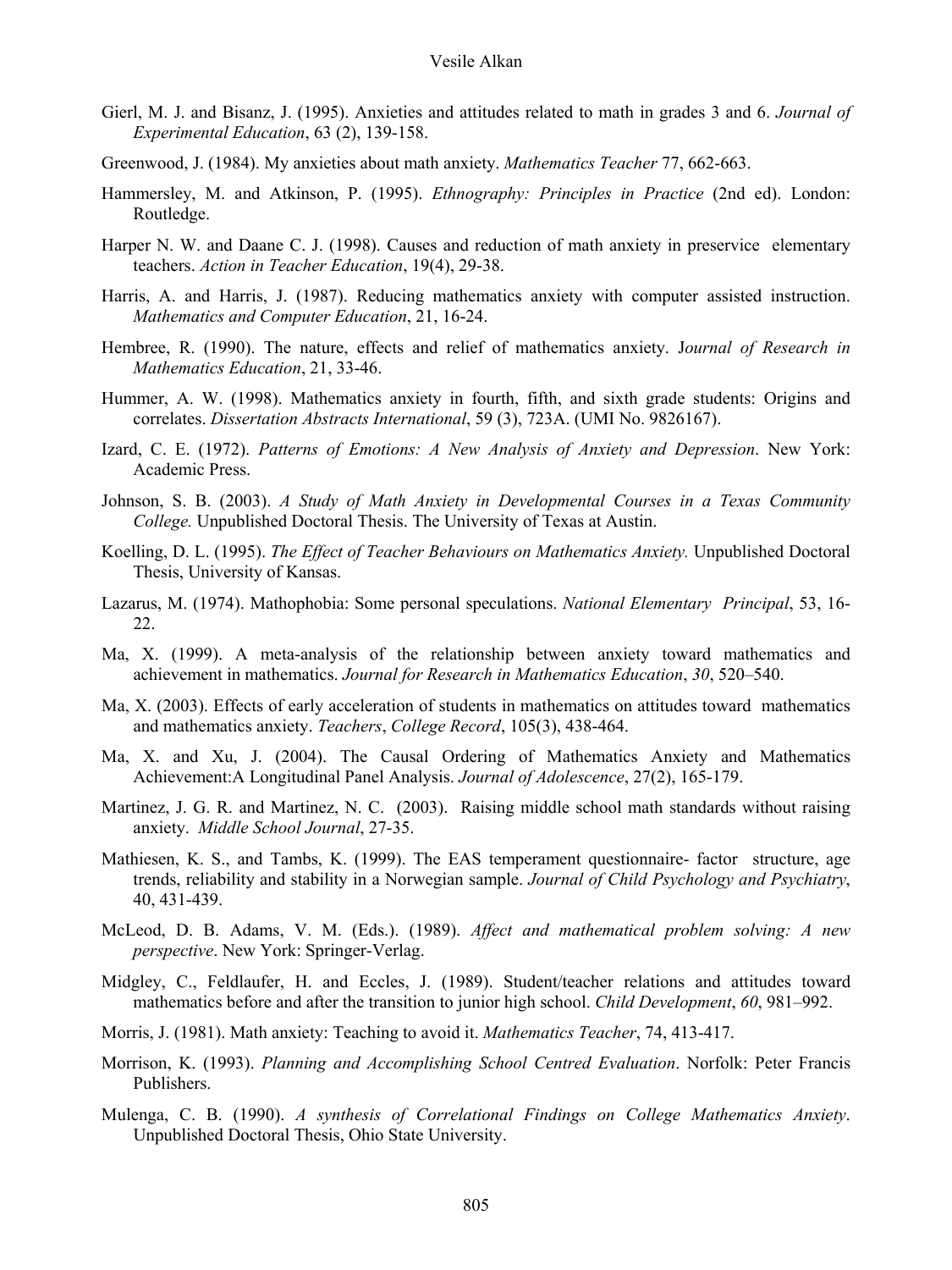Gierl, M. J. and Bisanz, J. (1995). Anxieties and attitudes related to math in grades 3 and 6. *Journal of Experimental Education*, 63 (2), 139-158.

Greenwood, J. (1984). My anxieties about math anxiety. *Mathematics Teacher* 77, 662-663.

Hammersley, M. and Atkinson, P. (1995). *Ethnography: Principles in Practice* (2nd ed). London: Routledge.

Harper N. W. and Daane C. J. (1998). Causes and reduction of math anxiety in preservice elementary teachers. *Action in Teacher Education*, 19(4), 29-38.

Harris, A. and Harris, J. (1987). Reducing mathematics anxiety with computer assisted instruction. *Mathematics and Computer Education*, 21, 16-24.

Hembree, R. (1990). The nature, effects and relief of mathematics anxiety. J*ournal of Research in Mathematics Education*, 21, 33-46.

Hummer, A. W. (1998). Mathematics anxiety in fourth, fifth, and sixth grade students: Origins and correlates. *Dissertation Abstracts International*, 59 (3), 723A. (UMI No. 9826167).

Izard, C. E. (1972). *Patterns of Emotions: A New Analysis of Anxiety and Depression*. New York: Academic Press.

Johnson, S. B. (2003). *A Study of Math Anxiety in Developmental Courses in a Texas Community College.* Unpublished Doctoral Thesis. The University of Texas at Austin.

Koelling, D. L. (1995). *The Effect of Teacher Behaviours on Mathematics Anxiety.* Unpublished Doctoral Thesis, University of Kansas.

Lazarus, M. (1974). Mathophobia: Some personal speculations. *National Elementary Principal*, 53, 16-22.

Ma, X. (1999). A meta-analysis of the relationship between anxiety toward mathematics and achievement in mathematics. *Journal for Research in Mathematics Education*, *30*, 520–540.

Ma, X. (2003). Effects of early acceleration of students in mathematics on attitudes toward mathematics and mathematics anxiety. *Teachers*, *College Record*, 105(3), 438-464.

Ma, X. and Xu, J. (2004). The Causal Ordering of Mathematics Anxiety and Mathematics Achievement:A Longitudinal Panel Analysis. *Journal of Adolescence*, 27(2), 165-179.

Martinez, J. G. R. and Martinez, N. C. (2003). Raising middle school math standards without raising anxiety. *Middle School Journal*, 27-35.

Mathiesen, K. S., and Tambs, K. (1999). The EAS temperament questionnaire- factor structure, age trends, reliability and stability in a Norwegian sample. *Journal of Child Psychology and Psychiatry*, 40, 431-439.

McLeod, D. B. Adams, V. M. (Eds.). (1989). *Affect and mathematical problem solving: A new perspective*. New York: Springer-Verlag.

Midgley, C., Feldlaufer, H. and Eccles, J. (1989). Student/teacher relations and attitudes toward mathematics before and after the transition to junior high school. *Child Development*, *60*, 981–992.

Morris, J. (1981). Math anxiety: Teaching to avoid it. *Mathematics Teacher*, 74, 413-417.

Morrison, K. (1993). *Planning and Accomplishing School Centred Evaluation*. Norfolk: Peter Francis Publishers.

Mulenga, C. B. (1990). *A synthesis of Correlational Findings on College Mathematics Anxiety*. Unpublished Doctoral Thesis, Ohio State University.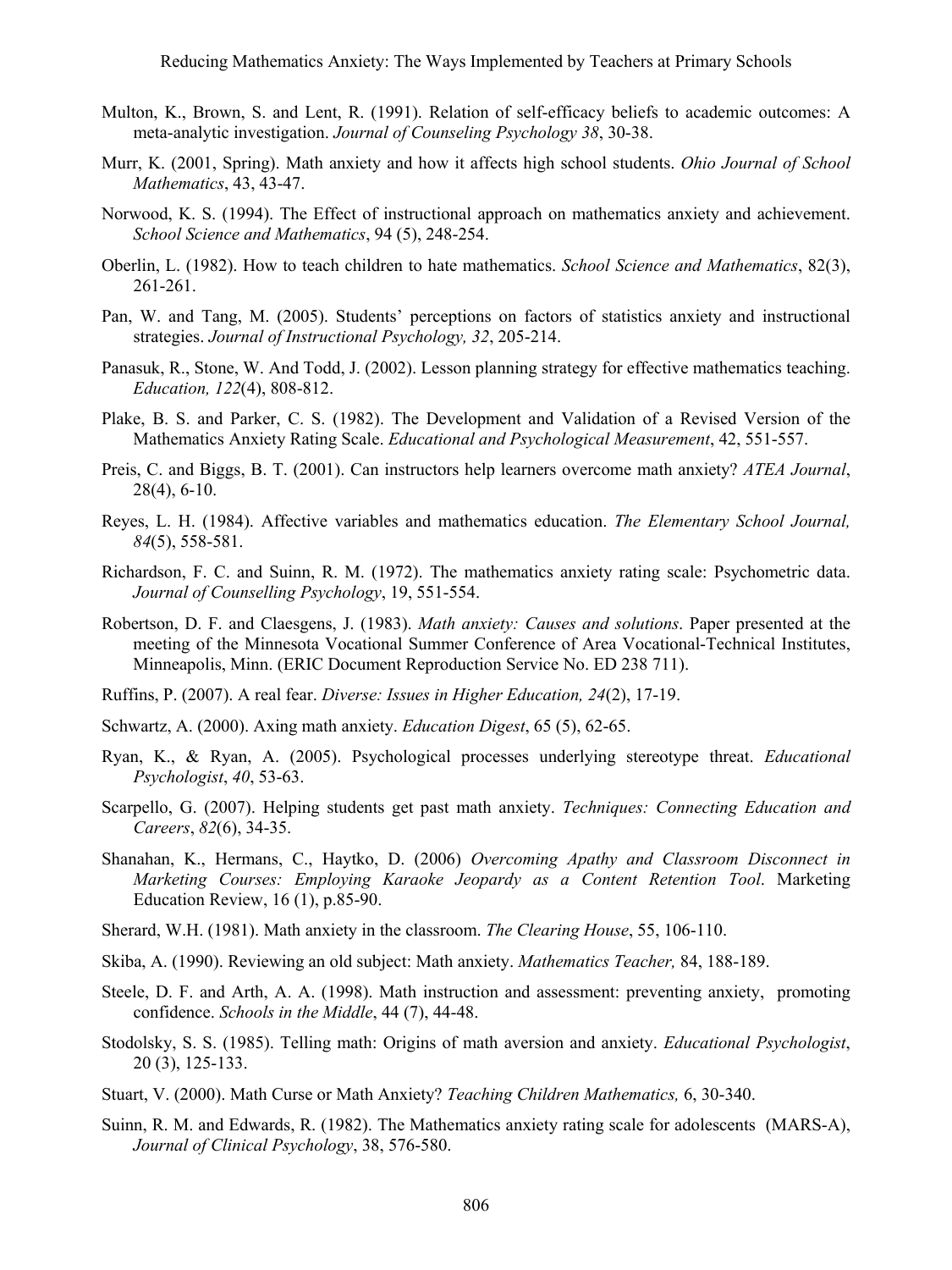Multon, K., Brown, S. and Lent, R. (1991). Relation of self-efficacy beliefs to academic outcomes: A meta-analytic investigation. *Journal of Counseling Psychology 38*, 30-38.

Murr, K. (2001, Spring). Math anxiety and how it affects high school students. *Ohio Journal of School Mathematics*, 43, 43-47.

Norwood, K. S. (1994). The Effect of instructional approach on mathematics anxiety and achievement. *School Science and Mathematics*, 94 (5), 248-254.

Oberlin, L. (1982). How to teach children to hate mathematics. *School Science and Mathematics*, 82(3), 261-261.

Pan, W. and Tang, M. (2005). Students' perceptions on factors of statistics anxiety and instructional strategies. *Journal of Instructional Psychology, 32*, 205-214.

Panasuk, R., Stone, W. And Todd, J. (2002). Lesson planning strategy for effective mathematics teaching. *Education, 122*(4), 808-812.

Plake, B. S. and Parker, C. S. (1982). The Development and Validation of a Revised Version of the Mathematics Anxiety Rating Scale. *Educational and Psychological Measurement*, 42, 551-557.

Preis, C. and Biggs, B. T. (2001). Can instructors help learners overcome math anxiety? *ATEA Journal*, 28(4), 6-10.

Reyes, L. H. (1984). Affective variables and mathematics education. *The Elementary School Journal, 84*(5), 558-581.

Richardson, F. C. and Suinn, R. M. (1972). The mathematics anxiety rating scale: Psychometric data. *Journal of Counselling Psychology*, 19, 551-554.

Robertson, D. F. and Claesgens, J. (1983). *Math anxiety: Causes and solutions*. Paper presented at the meeting of the Minnesota Vocational Summer Conference of Area Vocational-Technical Institutes, Minneapolis, Minn. (ERIC Document Reproduction Service No. ED 238 711).

Ruffins, P. (2007). A real fear. *Diverse: Issues in Higher Education, 24*(2), 17-19.

Schwartz, A. (2000). Axing math anxiety. *Education Digest*, 65 (5), 62-65.

Ryan, K., & Ryan, A. (2005). Psychological processes underlying stereotype threat. *Educational Psychologist*, *40*, 53-63.

Scarpello, G. (2007). Helping students get past math anxiety. *Techniques: Connecting Education and Careers*, *82*(6), 34-35.

Shanahan, K., Hermans, C., Haytko, D. (2006) *Overcoming Apathy and Classroom Disconnect in Marketing Courses: Employing Karaoke Jeopardy as a Content Retention Tool*. Marketing Education Review, 16 (1), p.85-90.

Sherard, W.H. (1981). Math anxiety in the classroom. *The Clearing House*, 55, 106-110.

Skiba, A. (1990). Reviewing an old subject: Math anxiety. *Mathematics Teacher,* 84, 188-189.

Steele, D. F. and Arth, A. A. (1998). Math instruction and assessment: preventing anxiety, promoting confidence. *Schools in the Middle*, 44 (7), 44-48.

Stodolsky, S. S. (1985). Telling math: Origins of math aversion and anxiety. *Educational Psychologist*, 20 (3), 125-133.

Stuart, V. (2000). Math Curse or Math Anxiety? *Teaching Children Mathematics,* 6, 30-340.

Suinn, R. M. and Edwards, R. (1982). The Mathematics anxiety rating scale for adolescents (MARS-A), *Journal of Clinical Psychology*, 38, 576-580.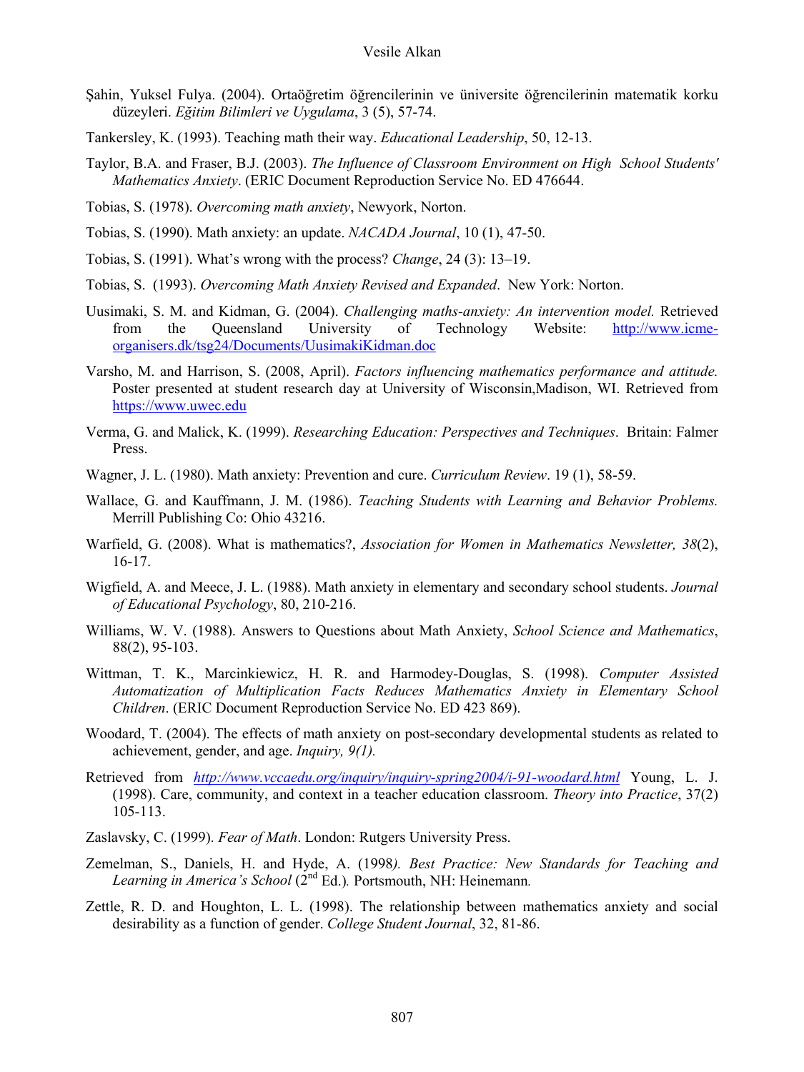Şahin, Yuksel Fulya. (2004). Ortaöğretim öğrencilerinin ve üniversite öğrencilerinin matematik korku düzeyleri. *Eğitim Bilimleri ve Uygulama*, 3 (5), 57-74.

Tankersley, K. (1993). Teaching math their way. *Educational Leadership*, 50, 12-13.

Taylor, B.A. and Fraser, B.J. (2003). *The Influence of Classroom Environment on High School Students' Mathematics Anxiety*. (ERIC Document Reproduction Service No. ED 476644.

Tobias, S. (1978). *Overcoming math anxiety*, Newyork, Norton.

Tobias, S. (1990). Math anxiety: an update. *NACADA Journal*, 10 (1), 47-50.

Tobias, S. (1991). What's wrong with the process? *Change*, 24 (3): 13–19.

Tobias, S. (1993). *Overcoming Math Anxiety Revised and Expanded*. New York: Norton.

Uusimaki, S. M. and Kidman, G. (2004). *Challenging maths-anxiety: An intervention model.* Retrieved from the Queensland University of Technology Website: http://www.icme-organisers.dk/tsg24/Documents/UusimakiKidman.doc

Varsho, M. and Harrison, S. (2008, April). *Factors influencing mathematics performance and attitude.* Poster presented at student research day at University of Wisconsin,Madison, WI. Retrieved from https://www.uwec.edu

Verma, G. and Malick, K. (1999). *Researching Education: Perspectives and Techniques*. Britain: Falmer Press.

Wagner, J. L. (1980). Math anxiety: Prevention and cure. *Curriculum Review*. 19 (1), 58-59.

Wallace, G. and Kauffmann, J. M. (1986). *Teaching Students with Learning and Behavior Problems.* Merrill Publishing Co: Ohio 43216.

Warfield, G. (2008). What is mathematics?, *Association for Women in Mathematics Newsletter, 38*(2), 16-17.

Wigfield, A. and Meece, J. L. (1988). Math anxiety in elementary and secondary school students. *Journal of Educational Psychology*, 80, 210-216.

Williams, W. V. (1988). Answers to Questions about Math Anxiety, *School Science and Mathematics*, 88(2), 95-103.

Wittman, T. K., Marcinkiewicz, H. R. and Harmodey-Douglas, S. (1998). *Computer Assisted Automatization of Multiplication Facts Reduces Mathematics Anxiety in Elementary School Children*. (ERIC Document Reproduction Service No. ED 423 869).

Woodard, T. (2004). The effects of math anxiety on post-secondary developmental students as related to achievement, gender, and age. *Inquiry, 9(1).*

Retrieved from *http://www.vccaedu.org/inquiry/inquiry-spring2004/i-91-woodard.html* Young, L. J. (1998). Care, community, and context in a teacher education classroom. *Theory into Practice*, 37(2) 105-113.

Zaslavsky, C. (1999). *Fear of Math*. London: Rutgers University Press.

Zemelman, S., Daniels, H. and Hyde, A. (1998*). Best Practice: New Standards for Teaching and Learning in America's School* (2nd Ed.)*.* Portsmouth, NH: Heinemann*.*

Zettle, R. D. and Houghton, L. L. (1998). The relationship between mathematics anxiety and social desirability as a function of gender. *College Student Journal*, 32, 81-86.